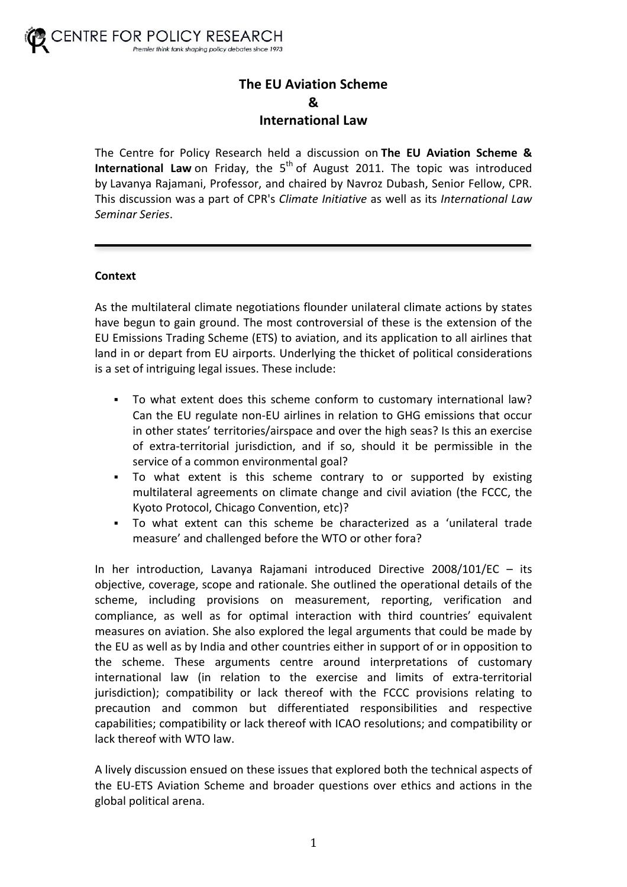# The EU Aviation Scheme & International Law

The Centre for Policy Research held a discussion on **The EU Aviation Scheme & International Law** on Friday, the 5th of August 2011. The topic was introduced by Lavanya Rajamani, Professor, and chaired by Navroz Dubash, Senior Fellow, CPR. This discussion was a part of CPR's *Climate Initiative* as well as its *International Law Seminar Series*.

---

**Context**

As the multilateral climate negotiations flounder unilateral climate actions by states have begun to gain ground. The most controversial of these is the extension of the EU Emissions Trading Scheme (ETS) to aviation, and its application to all airlines that land in or depart from EU airports. Underlying the thicket of political considerations is a set of intriguing legal issues. These include:

- To what extent does this scheme conform to customary international law? Can the EU regulate non-EU airlines in relation to GHG emissions that occur in other states' territories/airspace and over the high seas? Is this an exercise of extra-territorial jurisdiction, and if so, should it be permissible in the service of a common environmental goal?
- To what extent is this scheme contrary to or supported by existing multilateral agreements on climate change and civil aviation (the FCCC, the Kyoto Protocol, Chicago Convention, etc)?
- To what extent can this scheme be characterized as a 'unilateral trade measure' and challenged before the WTO or other fora?

In her introduction, Lavanya Rajamani introduced Directive 2008/101/EC – its objective, coverage, scope and rationale. She outlined the operational details of the scheme, including provisions on measurement, reporting, verification and compliance, as well as for optimal interaction with third countries' equivalent measures on aviation. She also explored the legal arguments that could be made by the EU as well as by India and other countries either in support of or in opposition to the scheme. These arguments centre around interpretations of customary international law (in relation to the exercise and limits of extra-territorial jurisdiction); compatibility or lack thereof with the FCCC provisions relating to precaution and common but differentiated responsibilities and respective capabilities; compatibility or lack thereof with ICAO resolutions; and compatibility or lack thereof with WTO law.

A lively discussion ensued on these issues that explored both the technical aspects of the EU-ETS Aviation Scheme and broader questions over ethics and actions in the global political arena.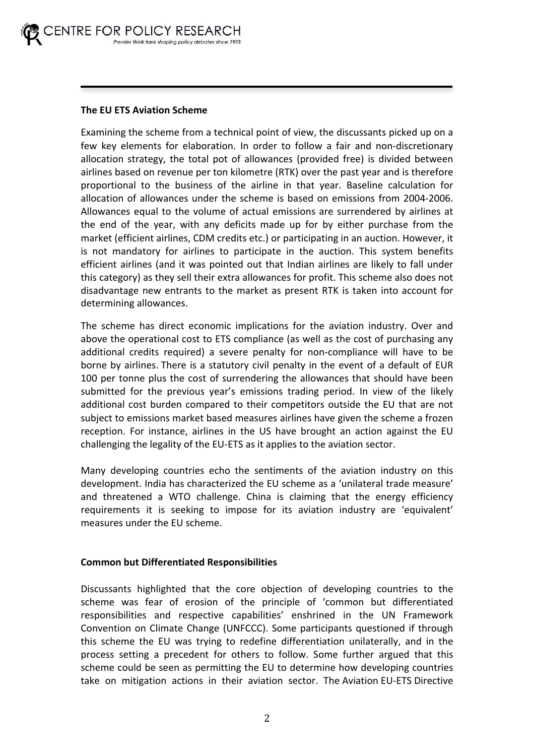**The EU ETS Aviation Scheme**

Examining the scheme from a technical point of view, the discussants picked up on a few key elements for elaboration. In order to follow a fair and non-discretionary allocation strategy, the total pot of allowances (provided free) is divided between airlines based on revenue per ton kilometre (RTK) over the past year and is therefore proportional to the business of the airline in that year. Baseline calculation for allocation of allowances under the scheme is based on emissions from 2004-2006. Allowances equal to the volume of actual emissions are surrendered by airlines at the end of the year, with any deficits made up for by either purchase from the market (efficient airlines, CDM credits etc.) or participating in an auction. However, it is not mandatory for airlines to participate in the auction. This system benefits efficient airlines (and it was pointed out that Indian airlines are likely to fall under this category) as they sell their extra allowances for profit. This scheme also does not disadvantage new entrants to the market as present RTK is taken into account for determining allowances.

The scheme has direct economic implications for the aviation industry. Over and above the operational cost to ETS compliance (as well as the cost of purchasing any additional credits required) a severe penalty for non-compliance will have to be borne by airlines. There is a statutory civil penalty in the event of a default of EUR 100 per tonne plus the cost of surrendering the allowances that should have been submitted for the previous year's emissions trading period. In view of the likely additional cost burden compared to their competitors outside the EU that are not subject to emissions market based measures airlines have given the scheme a frozen reception. For instance, airlines in the US have brought an action against the EU challenging the legality of the EU-ETS as it applies to the aviation sector.

Many developing countries echo the sentiments of the aviation industry on this development. India has characterized the EU scheme as a 'unilateral trade measure' and threatened a WTO challenge. China is claiming that the energy efficiency requirements it is seeking to impose for its aviation industry are 'equivalent' measures under the EU scheme.

**Common but Differentiated Responsibilities**

Discussants highlighted that the core objection of developing countries to the scheme was fear of erosion of the principle of 'common but differentiated responsibilities and respective capabilities' enshrined in the UN Framework Convention on Climate Change (UNFCCC). Some participants questioned if through this scheme the EU was trying to redefine differentiation unilaterally, and in the process setting a precedent for others to follow. Some further argued that this scheme could be seen as permitting the EU to determine how developing countries take on mitigation actions in their aviation sector. The Aviation EU-ETS Directive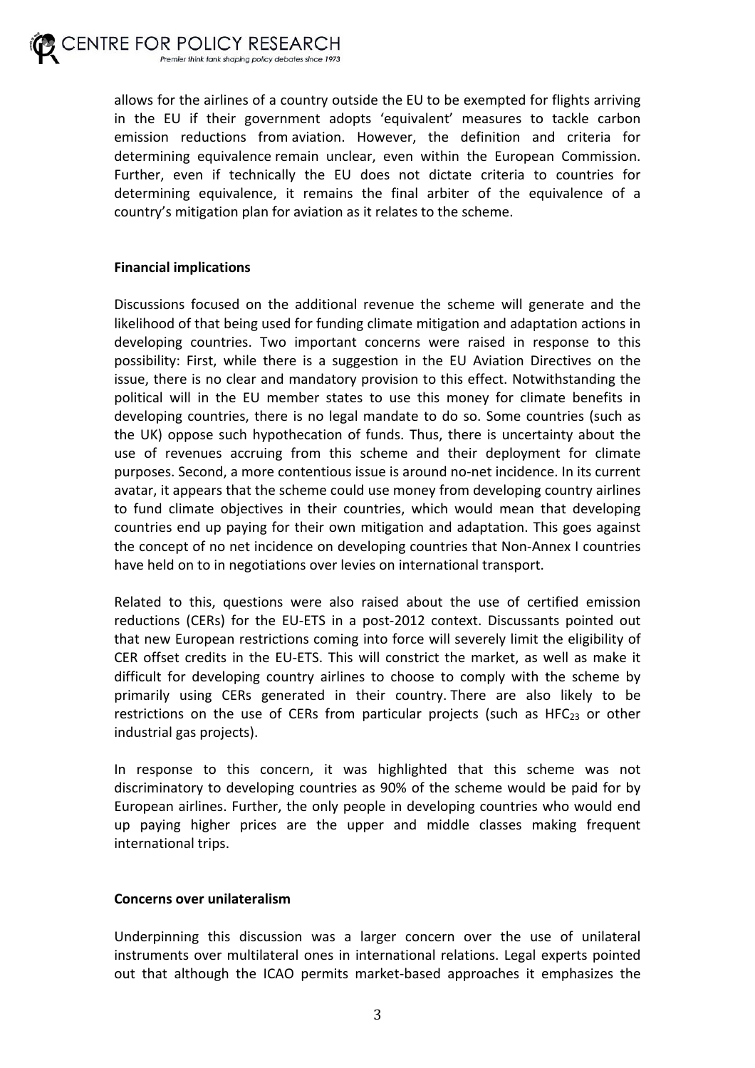allows for the airlines of a country outside the EU to be exempted for flights arriving in the EU if their government adopts 'equivalent' measures to tackle carbon emission reductions from aviation. However, the definition and criteria for determining equivalence remain unclear, even within the European Commission. Further, even if technically the EU does not dictate criteria to countries for determining equivalence, it remains the final arbiter of the equivalence of a country's mitigation plan for aviation as it relates to the scheme.

**Financial implications**

Discussions focused on the additional revenue the scheme will generate and the likelihood of that being used for funding climate mitigation and adaptation actions in developing countries. Two important concerns were raised in response to this possibility: First, while there is a suggestion in the EU Aviation Directives on the issue, there is no clear and mandatory provision to this effect. Notwithstanding the political will in the EU member states to use this money for climate benefits in developing countries, there is no legal mandate to do so. Some countries (such as the UK) oppose such hypothecation of funds. Thus, there is uncertainty about the use of revenues accruing from this scheme and their deployment for climate purposes. Second, a more contentious issue is around no-net incidence. In its current avatar, it appears that the scheme could use money from developing country airlines to fund climate objectives in their countries, which would mean that developing countries end up paying for their own mitigation and adaptation. This goes against the concept of no net incidence on developing countries that Non-Annex I countries have held on to in negotiations over levies on international transport.

Related to this, questions were also raised about the use of certified emission reductions (CERs) for the EU-ETS in a post-2012 context. Discussants pointed out that new European restrictions coming into force will severely limit the eligibility of CER offset credits in the EU-ETS. This will constrict the market, as well as make it difficult for developing country airlines to choose to comply with the scheme by primarily using CERs generated in their country. There are also likely to be restrictions on the use of CERs from particular projects (such as $HFC_{23}$ or other industrial gas projects).

In response to this concern, it was highlighted that this scheme was not discriminatory to developing countries as 90% of the scheme would be paid for by European airlines. Further, the only people in developing countries who would end up paying higher prices are the upper and middle classes making frequent international trips.

**Concerns over unilateralism**

Underpinning this discussion was a larger concern over the use of unilateral instruments over multilateral ones in international relations. Legal experts pointed out that although the ICAO permits market-based approaches it emphasizes the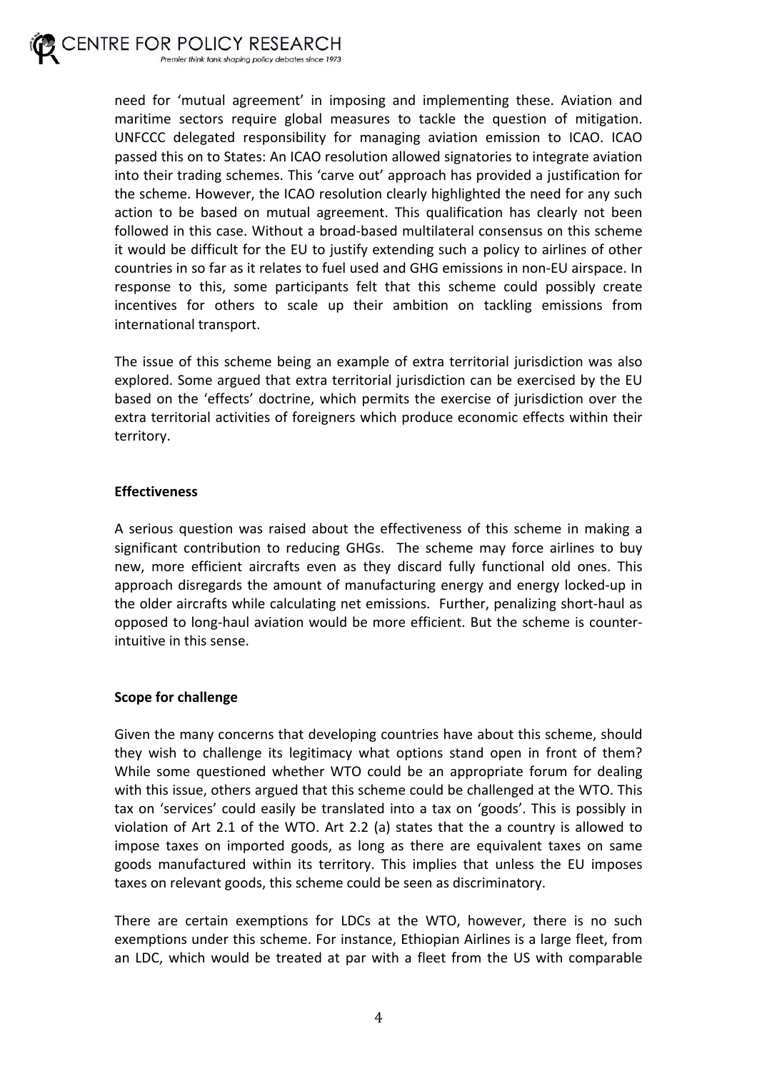need for 'mutual agreement' in imposing and implementing these. Aviation and maritime sectors require global measures to tackle the question of mitigation. UNFCCC delegated responsibility for managing aviation emission to ICAO. ICAO passed this on to States: An ICAO resolution allowed signatories to integrate aviation into their trading schemes. This 'carve out' approach has provided a justification for the scheme. However, the ICAO resolution clearly highlighted the need for any such action to be based on mutual agreement. This qualification has clearly not been followed in this case. Without a broad-based multilateral consensus on this scheme it would be difficult for the EU to justify extending such a policy to airlines of other countries in so far as it relates to fuel used and GHG emissions in non-EU airspace. In response to this, some participants felt that this scheme could possibly create incentives for others to scale up their ambition on tackling emissions from international transport.

The issue of this scheme being an example of extra territorial jurisdiction was also explored. Some argued that extra territorial jurisdiction can be exercised by the EU based on the 'effects' doctrine, which permits the exercise of jurisdiction over the extra territorial activities of foreigners which produce economic effects within their territory.

**Effectiveness**

A serious question was raised about the effectiveness of this scheme in making a significant contribution to reducing GHGs. The scheme may force airlines to buy new, more efficient aircrafts even as they discard fully functional old ones. This approach disregards the amount of manufacturing energy and energy locked-up in the older aircrafts while calculating net emissions. Further, penalizing short-haul as opposed to long-haul aviation would be more efficient. But the scheme is counter-intuitive in this sense.

**Scope for challenge**

Given the many concerns that developing countries have about this scheme, should they wish to challenge its legitimacy what options stand open in front of them? While some questioned whether WTO could be an appropriate forum for dealing with this issue, others argued that this scheme could be challenged at the WTO. This tax on 'services' could easily be translated into a tax on 'goods'. This is possibly in violation of Art 2.1 of the WTO. Art 2.2 (a) states that the a country is allowed to impose taxes on imported goods, as long as there are equivalent taxes on same goods manufactured within its territory. This implies that unless the EU imposes taxes on relevant goods, this scheme could be seen as discriminatory.

There are certain exemptions for LDCs at the WTO, however, there is no such exemptions under this scheme. For instance, Ethiopian Airlines is a large fleet, from an LDC, which would be treated at par with a fleet from the US with comparable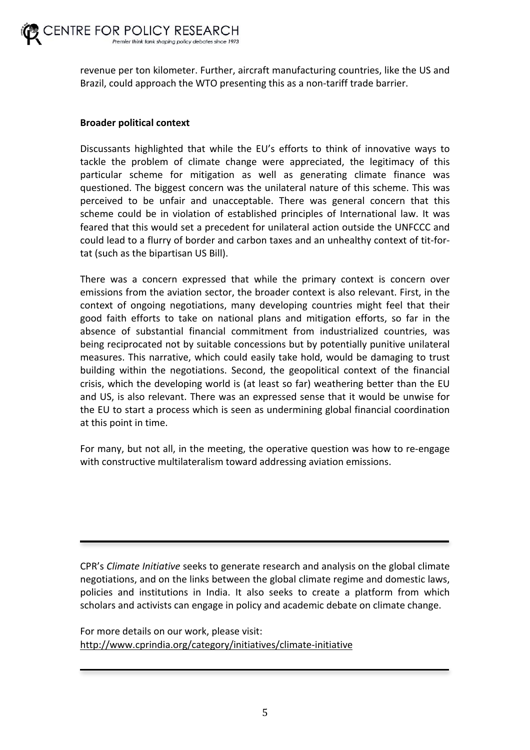revenue per ton kilometer. Further, aircraft manufacturing countries, like the US and Brazil, could approach the WTO presenting this as a non-tariff trade barrier.

**Broader political context**

Discussants highlighted that while the EU's efforts to think of innovative ways to tackle the problem of climate change were appreciated, the legitimacy of this particular scheme for mitigation as well as generating climate finance was questioned. The biggest concern was the unilateral nature of this scheme. This was perceived to be unfair and unacceptable. There was general concern that this scheme could be in violation of established principles of International law. It was feared that this would set a precedent for unilateral action outside the UNFCCC and could lead to a flurry of border and carbon taxes and an unhealthy context of tit-for-tat (such as the bipartisan US Bill).

There was a concern expressed that while the primary context is concern over emissions from the aviation sector, the broader context is also relevant. First, in the context of ongoing negotiations, many developing countries might feel that their good faith efforts to take on national plans and mitigation efforts, so far in the absence of substantial financial commitment from industrialized countries, was being reciprocated not by suitable concessions but by potentially punitive unilateral measures. This narrative, which could easily take hold, would be damaging to trust building within the negotiations. Second, the geopolitical context of the financial crisis, which the developing world is (at least so far) weathering better than the EU and US, is also relevant. There was an expressed sense that it would be unwise for the EU to start a process which is seen as undermining global financial coordination at this point in time.

For many, but not all, in the meeting, the operative question was how to re-engage with constructive multilateralism toward addressing aviation emissions.

---

CPR's *Climate Initiative* seeks to generate research and analysis on the global climate negotiations, and on the links between the global climate regime and domestic laws, policies and institutions in India. It also seeks to create a platform from which scholars and activists can engage in policy and academic debate on climate change.

For more details on our work, please visit:
http://www.cprindia.org/category/initiatives/climate-initiative

---